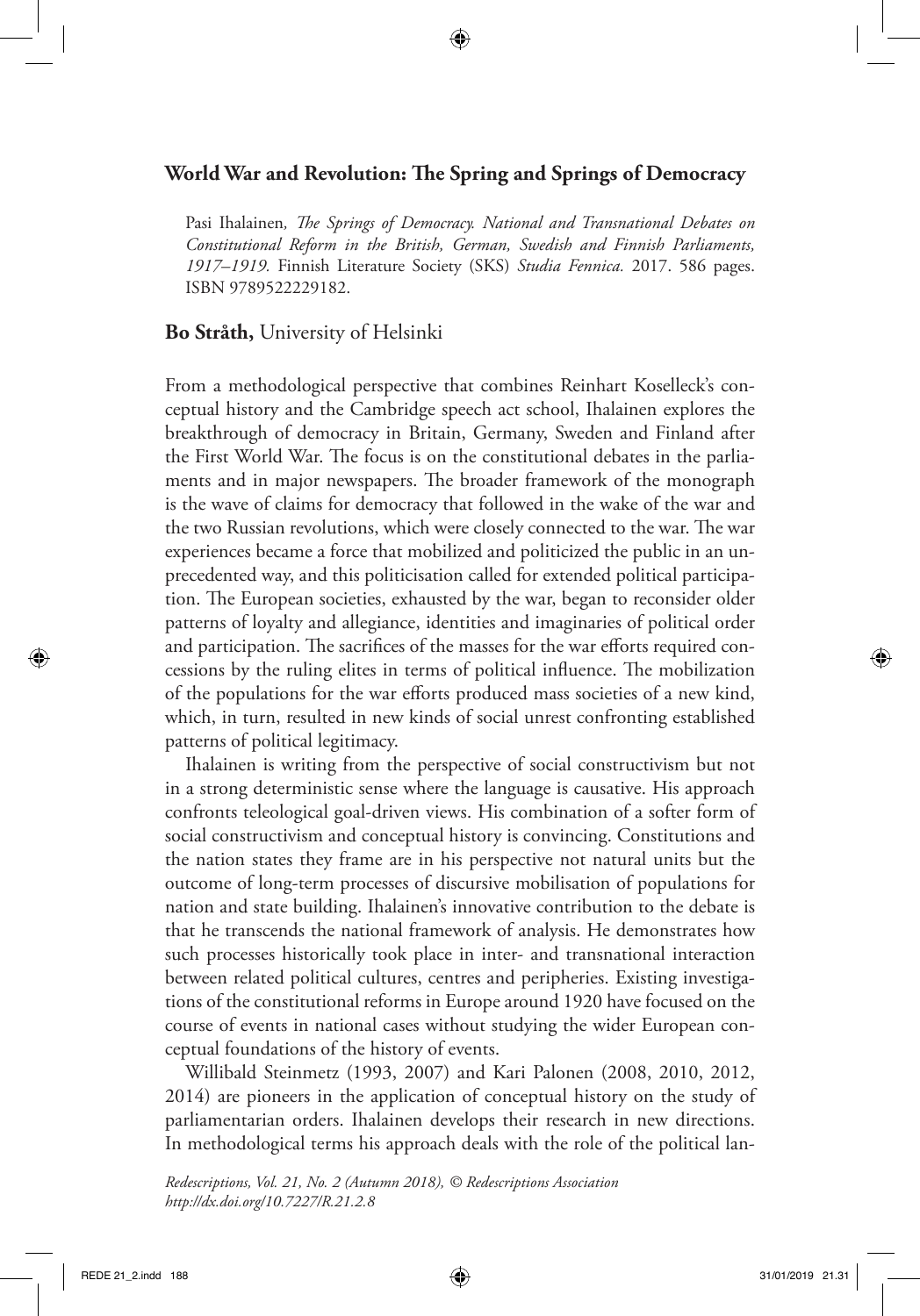## World War and Revolution: The Spring and Springs of Democracy

Pasi Ihalainen, *The Springs of Democracy. National and Transnational Debates on Constitutional Reform in the British, German, Swedish and Finnish Parliaments, 1917–1919.* Finnish Literature Society (SKS) *Studia Fennica.* 2017. 586 pages. ISBN 9789522229182.

**Bo Stråth,** University of Helsinki

From a methodological perspective that combines Reinhart Koselleck's conceptual history and the Cambridge speech act school, Ihalainen explores the breakthrough of democracy in Britain, Germany, Sweden and Finland after the First World War. The focus is on the constitutional debates in the parliaments and in major newspapers. The broader framework of the monograph is the wave of claims for democracy that followed in the wake of the war and the two Russian revolutions, which were closely connected to the war. The war experiences became a force that mobilized and politicized the public in an unprecedented way, and this politicisation called for extended political participation. The European societies, exhausted by the war, began to reconsider older patterns of loyalty and allegiance, identities and imaginaries of political order and participation. The sacrifices of the masses for the war efforts required concessions by the ruling elites in terms of political influence. The mobilization of the populations for the war efforts produced mass societies of a new kind, which, in turn, resulted in new kinds of social unrest confronting established patterns of political legitimacy.

Ihalainen is writing from the perspective of social constructivism but not in a strong deterministic sense where the language is causative. His approach confronts teleological goal-driven views. His combination of a softer form of social constructivism and conceptual history is convincing. Constitutions and the nation states they frame are in his perspective not natural units but the outcome of long-term processes of discursive mobilisation of populations for nation and state building. Ihalainen's innovative contribution to the debate is that he transcends the national framework of analysis. He demonstrates how such processes historically took place in inter- and transnational interaction between related political cultures, centres and peripheries. Existing investigations of the constitutional reforms in Europe around 1920 have focused on the course of events in national cases without studying the wider European conceptual foundations of the history of events.

Willibald Steinmetz (1993, 2007) and Kari Palonen (2008, 2010, 2012, 2014) are pioneers in the application of conceptual history on the study of parliamentarian orders. Ihalainen develops their research in new directions. In methodological terms his approach deals with the role of the political lan-

*Redescriptions, Vol. 21, No. 2 (Autumn 2018), © Redescriptions Association*
*http://dx.doi.org/10.7227/R.21.2.8*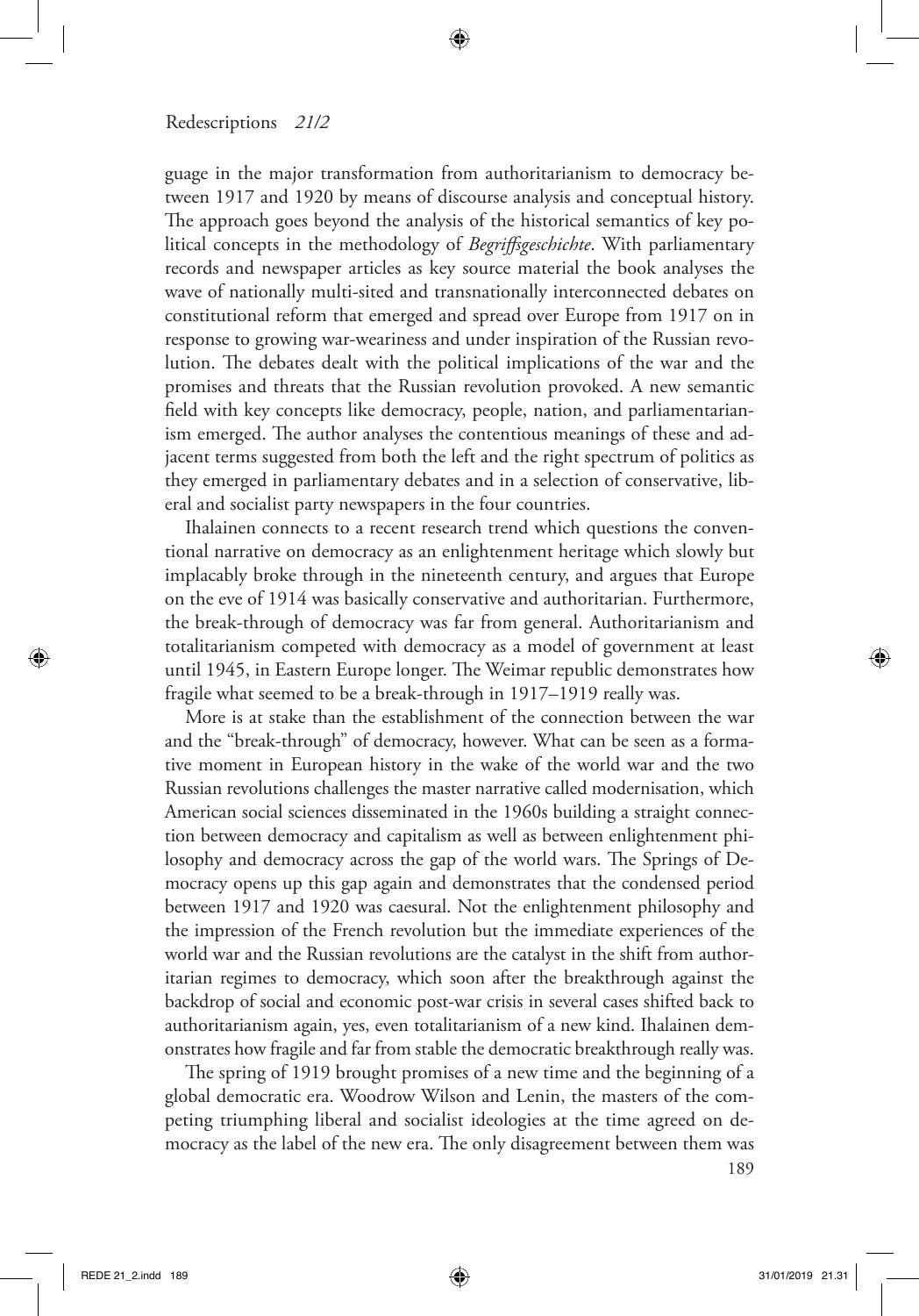guage in the major transformation from authoritarianism to democracy between 1917 and 1920 by means of discourse analysis and conceptual history. The approach goes beyond the analysis of the historical semantics of key political concepts in the methodology of *Begriffsgeschichte*. With parliamentary records and newspaper articles as key source material the book analyses the wave of nationally multi-sited and transnationally interconnected debates on constitutional reform that emerged and spread over Europe from 1917 on in response to growing war-weariness and under inspiration of the Russian revolution. The debates dealt with the political implications of the war and the promises and threats that the Russian revolution provoked. A new semantic field with key concepts like democracy, people, nation, and parliamentarianism emerged. The author analyses the contentious meanings of these and adjacent terms suggested from both the left and the right spectrum of politics as they emerged in parliamentary debates and in a selection of conservative, liberal and socialist party newspapers in the four countries.

Ihalainen connects to a recent research trend which questions the conventional narrative on democracy as an enlightenment heritage which slowly but implacably broke through in the nineteenth century, and argues that Europe on the eve of 1914 was basically conservative and authoritarian. Furthermore, the break-through of democracy was far from general. Authoritarianism and totalitarianism competed with democracy as a model of government at least until 1945, in Eastern Europe longer. The Weimar republic demonstrates how fragile what seemed to be a break-through in 1917–1919 really was.

More is at stake than the establishment of the connection between the war and the "break-through" of democracy, however. What can be seen as a formative moment in European history in the wake of the world war and the two Russian revolutions challenges the master narrative called modernisation, which American social sciences disseminated in the 1960s building a straight connection between democracy and capitalism as well as between enlightenment philosophy and democracy across the gap of the world wars. The Springs of Democracy opens up this gap again and demonstrates that the condensed period between 1917 and 1920 was caesural. Not the enlightenment philosophy and the impression of the French revolution but the immediate experiences of the world war and the Russian revolutions are the catalyst in the shift from authoritarian regimes to democracy, which soon after the breakthrough against the backdrop of social and economic post-war crisis in several cases shifted back to authoritarianism again, yes, even totalitarianism of a new kind. Ihalainen demonstrates how fragile and far from stable the democratic breakthrough really was.

The spring of 1919 brought promises of a new time and the beginning of a global democratic era. Woodrow Wilson and Lenin, the masters of the competing triumphing liberal and socialist ideologies at the time agreed on democracy as the label of the new era. The only disagreement between them was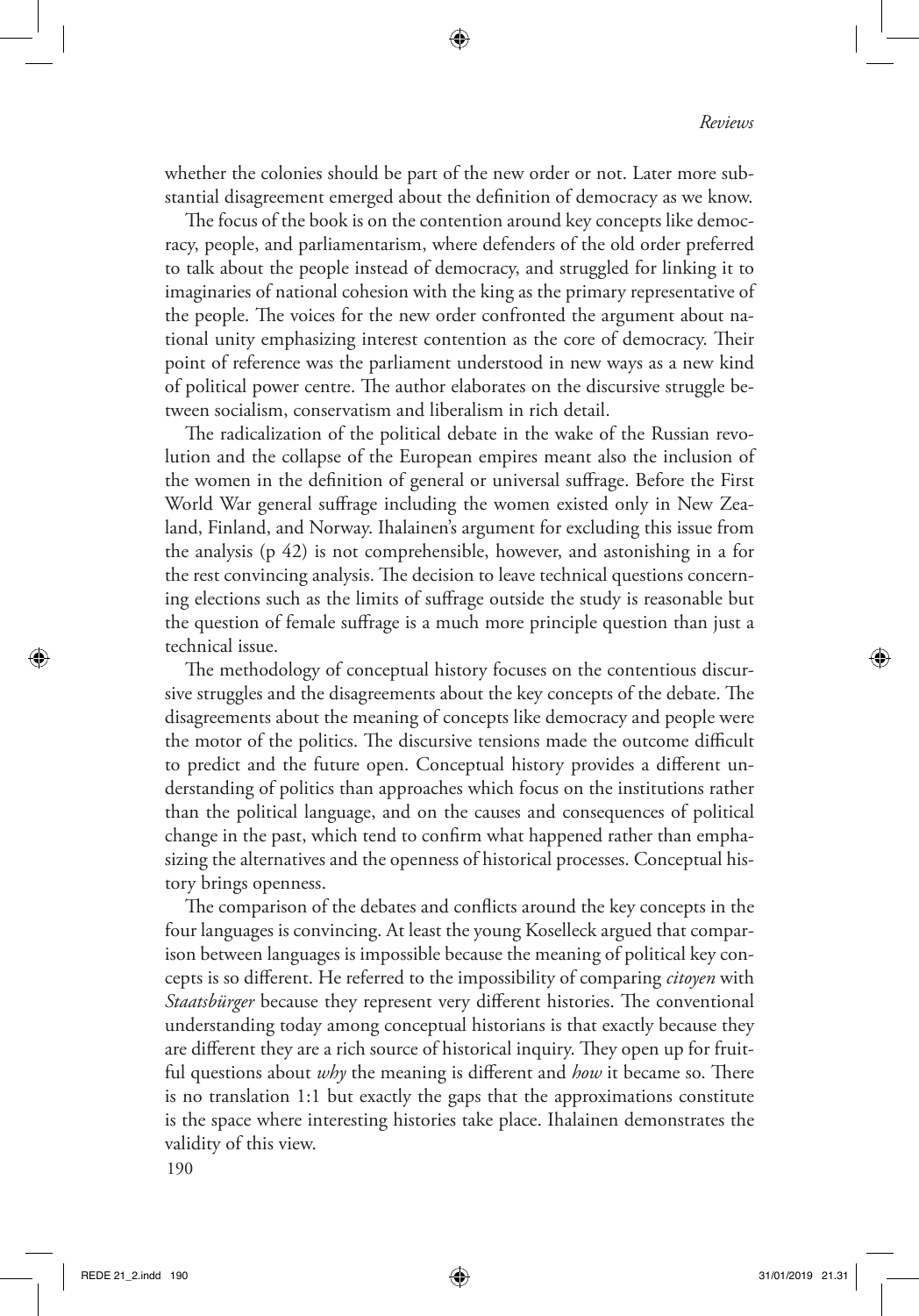whether the colonies should be part of the new order or not. Later more substantial disagreement emerged about the definition of democracy as we know.

The focus of the book is on the contention around key concepts like democracy, people, and parliamentarism, where defenders of the old order preferred to talk about the people instead of democracy, and struggled for linking it to imaginaries of national cohesion with the king as the primary representative of the people. The voices for the new order confronted the argument about national unity emphasizing interest contention as the core of democracy. Their point of reference was the parliament understood in new ways as a new kind of political power centre. The author elaborates on the discursive struggle between socialism, conservatism and liberalism in rich detail.

The radicalization of the political debate in the wake of the Russian revolution and the collapse of the European empires meant also the inclusion of the women in the definition of general or universal suffrage. Before the First World War general suffrage including the women existed only in New Zealand, Finland, and Norway. Ihalainen's argument for excluding this issue from the analysis (p 42) is not comprehensible, however, and astonishing in a for the rest convincing analysis. The decision to leave technical questions concerning elections such as the limits of suffrage outside the study is reasonable but the question of female suffrage is a much more principle question than just a technical issue.

The methodology of conceptual history focuses on the contentious discursive struggles and the disagreements about the key concepts of the debate. The disagreements about the meaning of concepts like democracy and people were the motor of the politics. The discursive tensions made the outcome difficult to predict and the future open. Conceptual history provides a different understanding of politics than approaches which focus on the institutions rather than the political language, and on the causes and consequences of political change in the past, which tend to confirm what happened rather than emphasizing the alternatives and the openness of historical processes. Conceptual history brings openness.

The comparison of the debates and conflicts around the key concepts in the four languages is convincing. At least the young Koselleck argued that comparison between languages is impossible because the meaning of political key concepts is so different. He referred to the impossibility of comparing *citoyen* with *Staatsbürger* because they represent very different histories. The conventional understanding today among conceptual historians is that exactly because they are different they are a rich source of historical inquiry. They open up for fruitful questions about *why* the meaning is different and *how* it became so. There is no translation 1:1 but exactly the gaps that the approximations constitute is the space where interesting histories take place. Ihalainen demonstrates the validity of this view.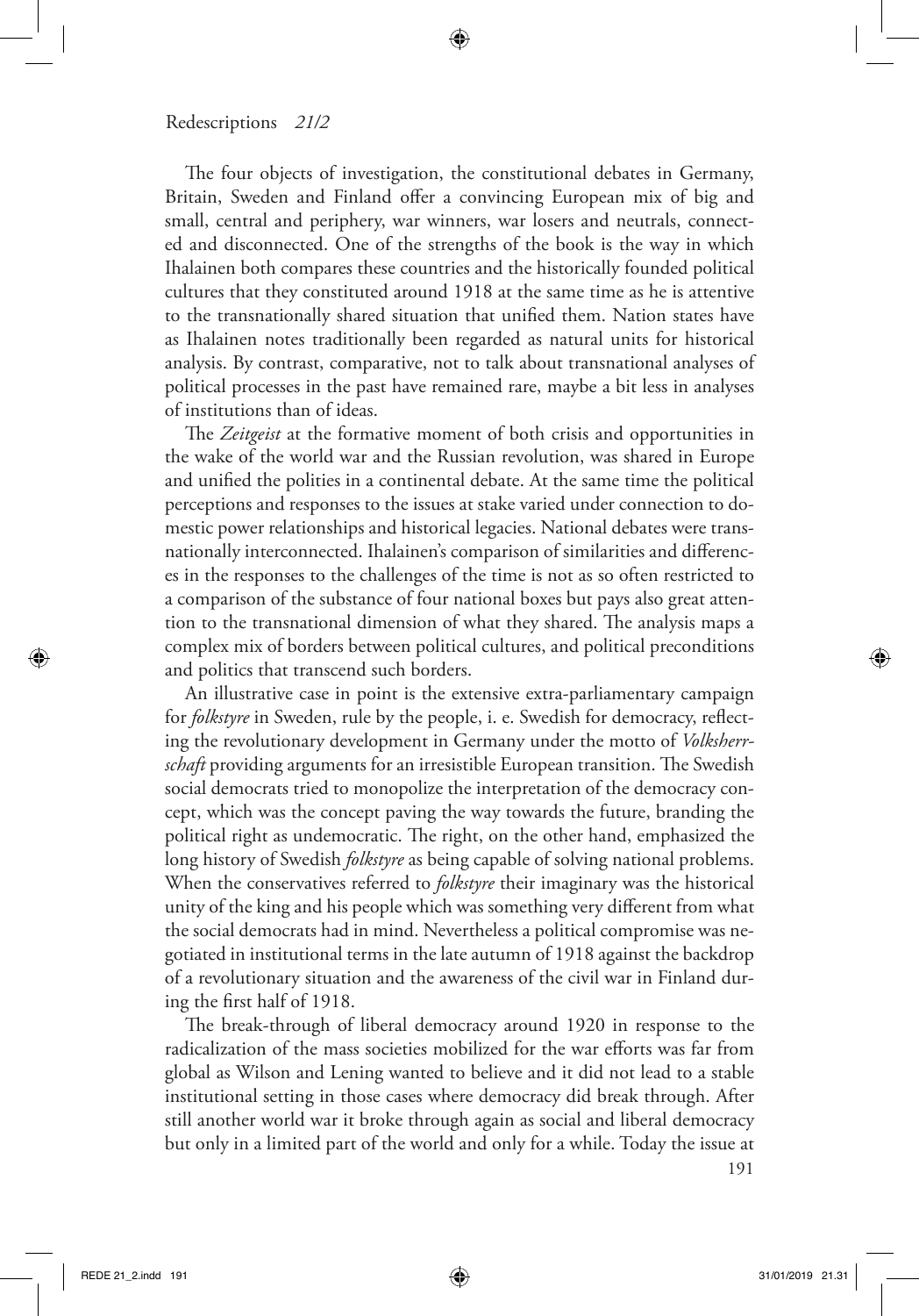The four objects of investigation, the constitutional debates in Germany, Britain, Sweden and Finland offer a convincing European mix of big and small, central and periphery, war winners, war losers and neutrals, connected and disconnected. One of the strengths of the book is the way in which Ihalainen both compares these countries and the historically founded political cultures that they constituted around 1918 at the same time as he is attentive to the transnationally shared situation that unified them. Nation states have as Ihalainen notes traditionally been regarded as natural units for historical analysis. By contrast, comparative, not to talk about transnational analyses of political processes in the past have remained rare, maybe a bit less in analyses of institutions than of ideas.

The *Zeitgeist* at the formative moment of both crisis and opportunities in the wake of the world war and the Russian revolution, was shared in Europe and unified the polities in a continental debate. At the same time the political perceptions and responses to the issues at stake varied under connection to domestic power relationships and historical legacies. National debates were transnationally interconnected. Ihalainen's comparison of similarities and differences in the responses to the challenges of the time is not as so often restricted to a comparison of the substance of four national boxes but pays also great attention to the transnational dimension of what they shared. The analysis maps a complex mix of borders between political cultures, and political preconditions and politics that transcend such borders.

An illustrative case in point is the extensive extra-parliamentary campaign for *folkstyre* in Sweden, rule by the people, i. e. Swedish for democracy, reflecting the revolutionary development in Germany under the motto of *Volksherrschaft* providing arguments for an irresistible European transition. The Swedish social democrats tried to monopolize the interpretation of the democracy concept, which was the concept paving the way towards the future, branding the political right as undemocratic. The right, on the other hand, emphasized the long history of Swedish *folkstyre* as being capable of solving national problems. When the conservatives referred to *folkstyre* their imaginary was the historical unity of the king and his people which was something very different from what the social democrats had in mind. Nevertheless a political compromise was negotiated in institutional terms in the late autumn of 1918 against the backdrop of a revolutionary situation and the awareness of the civil war in Finland during the first half of 1918.

The break-through of liberal democracy around 1920 in response to the radicalization of the mass societies mobilized for the war efforts was far from global as Wilson and Lening wanted to believe and it did not lead to a stable institutional setting in those cases where democracy did break through. After still another world war it broke through again as social and liberal democracy but only in a limited part of the world and only for a while. Today the issue at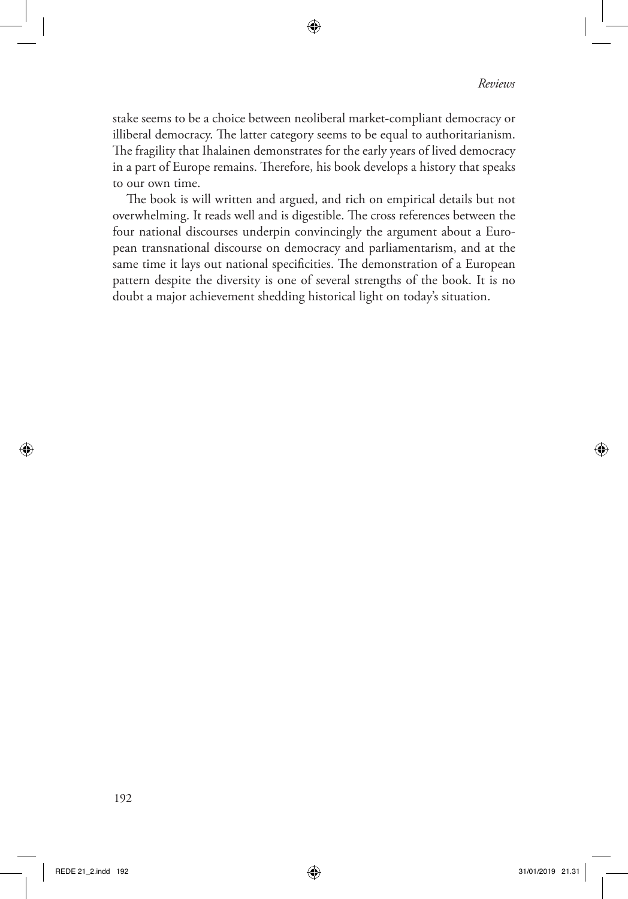stake seems to be a choice between neoliberal market-compliant democracy or illiberal democracy. The latter category seems to be equal to authoritarianism. The fragility that Ihalainen demonstrates for the early years of lived democracy in a part of Europe remains. Therefore, his book develops a history that speaks to our own time.

The book is will written and argued, and rich on empirical details but not overwhelming. It reads well and is digestible. The cross references between the four national discourses underpin convincingly the argument about a European transnational discourse on democracy and parliamentarism, and at the same time it lays out national specificities. The demonstration of a European pattern despite the diversity is one of several strengths of the book. It is no doubt a major achievement shedding historical light on today's situation.